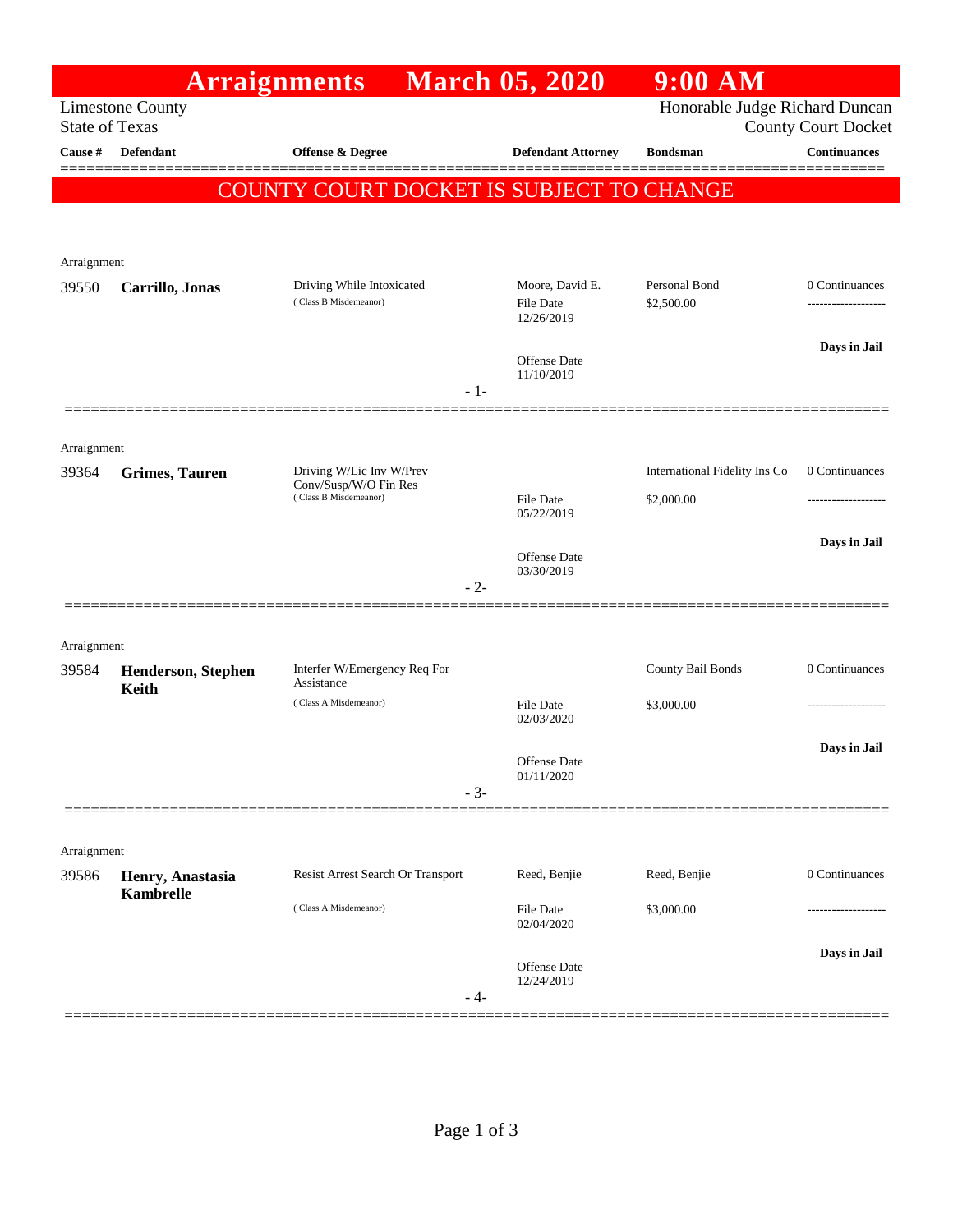# Arraignments March 05, 2020 9:00 AM

Limestone County
State of Texas

Honorable Judge Richard Duncan
County Court Docket

| Cause # | Defendant | Offense & Degree | Defendant Attorney | Bondsman | Continuances |
|---|---|---|---|---|---|

**COUNTY COURT DOCKET IS SUBJECT TO CHANGE**

---

Arraignment

| Cause # | Defendant | Offense & Degree | Defendant Attorney | Bondsman | Continuances |
|---|---|---|---|---|---|
| 39550 | **Carrillo, Jonas** | Driving While Intoxicated (Class B Misdemeanor) | Moore, David E.<br>File Date 12/26/2019<br>Offense Date 11/10/2019 | Personal Bond<br>$2,500.00 | 0 Continuances<br>-------------------<br>**Days in Jail** |

- 1-

---

Arraignment

| Cause # | Defendant | Offense & Degree | Defendant Attorney | Bondsman | Continuances |
|---|---|---|---|---|---|
| 39364 | **Grimes, Tauren** | Driving W/Lic Inv W/Prev Conv/Susp/W/O Fin Res (Class B Misdemeanor) | File Date 05/22/2019<br>Offense Date 03/30/2019 | International Fidelity Ins Co<br>$2,000.00 | 0 Continuances<br>-------------------<br>**Days in Jail** |

- 2-

---

Arraignment

| Cause # | Defendant | Offense & Degree | Defendant Attorney | Bondsman | Continuances |
|---|---|---|---|---|---|
| 39584 | **Henderson, Stephen Keith** | Interfer W/Emergency Req For Assistance (Class A Misdemeanor) | File Date 02/03/2020<br>Offense Date 01/11/2020 | County Bail Bonds<br>$3,000.00 | 0 Continuances<br>-------------------<br>**Days in Jail** |

- 3-

---

Arraignment

| Cause # | Defendant | Offense & Degree | Defendant Attorney | Bondsman | Continuances |
|---|---|---|---|---|---|
| 39586 | **Henry, Anastasia Kambrelle** | Resist Arrest Search Or Transport (Class A Misdemeanor) | Reed, Benjie<br>File Date 02/04/2020<br>Offense Date 12/24/2019 | Reed, Benjie<br>$3,000.00 | 0 Continuances<br>-------------------<br>**Days in Jail** |

- 4-

---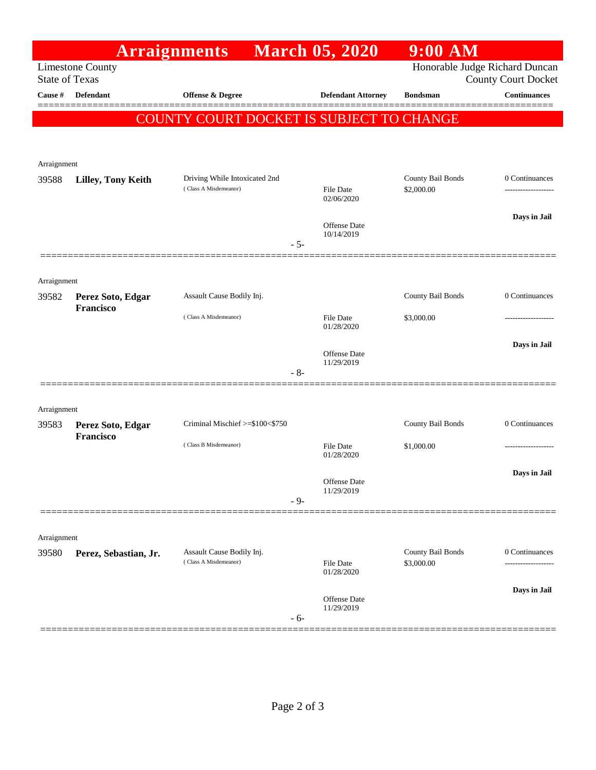# Arraignments March 05, 2020 9:00 AM

Limestone County
State of Texas

Honorable Judge Richard Duncan
County Court Docket

**COUNTY COURT DOCKET IS SUBJECT TO CHANGE**

| Cause # | Defendant | Offense & Degree | Defendant Attorney | Bondsman | Continuances |
|---|---|---|---|---|---|
| Arraignment | | | | | |
| 39588 | **Lilley, Tony Keith** | Driving While Intoxicated 2nd (Class A Misdemeanor) | File Date 02/06/2020<br>Offense Date 10/14/2019 | County Bail Bonds<br>$2,000.00 | 0 Continuances<br>-------------------<br>**Days in Jail** |
| | | - 5- | | | |
| Arraignment | | | | | |
| 39582 | **Perez Soto, Edgar Francisco** | Assault Cause Bodily Inj. (Class A Misdemeanor) | File Date 01/28/2020<br>Offense Date 11/29/2019 | County Bail Bonds<br>$3,000.00 | 0 Continuances<br>-------------------<br>**Days in Jail** |
| | | - 8- | | | |
| Arraignment | | | | | |
| 39583 | **Perez Soto, Edgar Francisco** | Criminal Mischief >=$100<$750 (Class B Misdemeanor) | File Date 01/28/2020<br>Offense Date 11/29/2019 | County Bail Bonds<br>$1,000.00 | 0 Continuances<br>-------------------<br>**Days in Jail** |
| | | - 9- | | | |
| Arraignment | | | | | |
| 39580 | **Perez, Sebastian, Jr.** | Assault Cause Bodily Inj. (Class A Misdemeanor) | File Date 01/28/2020<br>Offense Date 11/29/2019 | County Bail Bonds<br>$3,000.00 | 0 Continuances<br>-------------------<br>**Days in Jail** |
| | | - 6- | | | |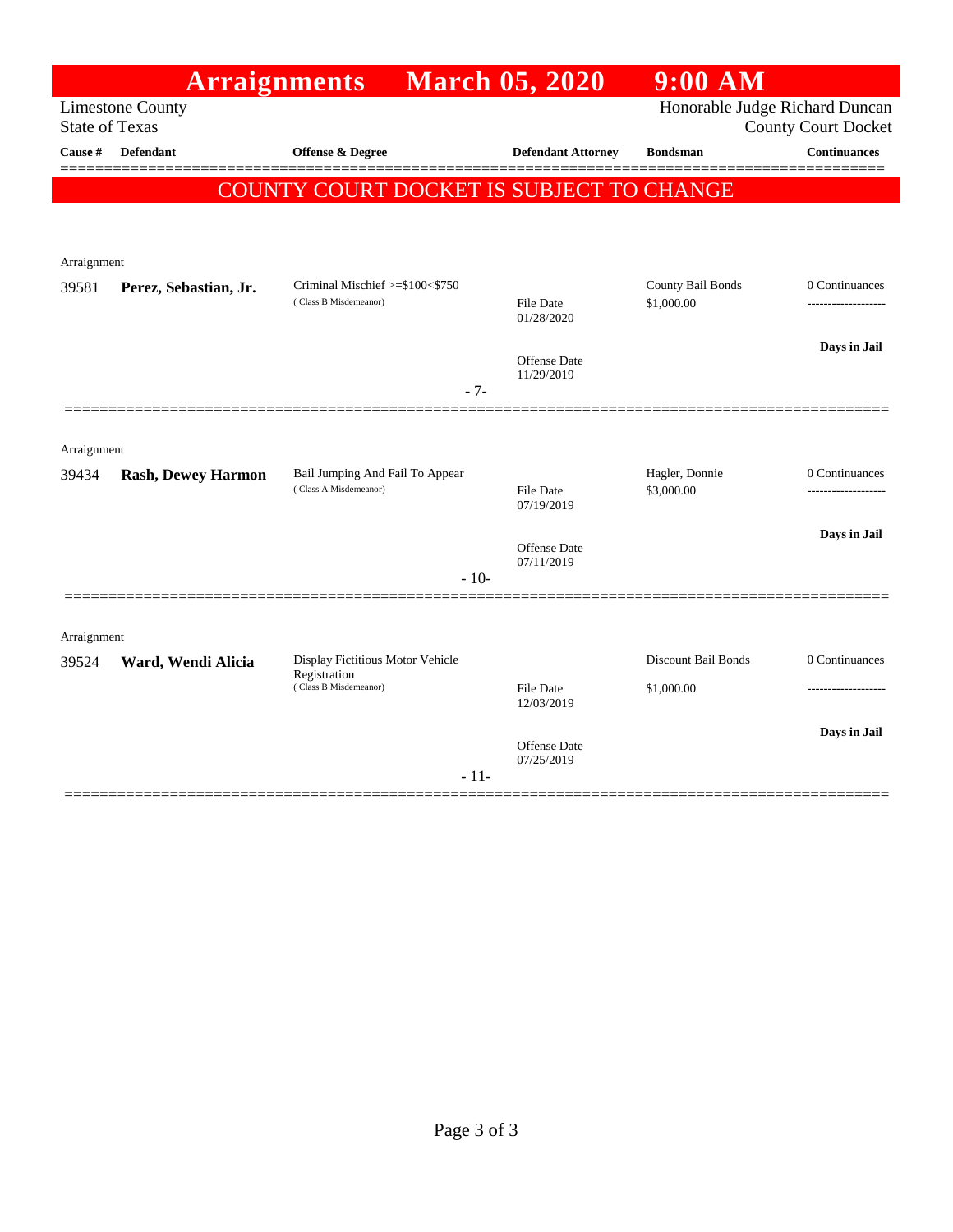# Arraignments March 05, 2020 9:00 AM

Limestone County
State of Texas

Honorable Judge Richard Duncan
County Court Docket

**COUNTY COURT DOCKET IS SUBJECT TO CHANGE**

| Cause # | Defendant | Offense & Degree | Defendant Attorney | Bondsman | Continuances |
|---|---|---|---|---|---|
| Arraignment | | | | | |
| 39581 | **Perez, Sebastian, Jr.** | Criminal Mischief >=$100<$750 (Class B Misdemeanor) | File Date 01/28/2020<br>Offense Date 11/29/2019 | County Bail Bonds<br>$1,000.00 | 0 Continuances<br>**Days in Jail** |
| | | - 7- | | | |
| Arraignment | | | | | |
| 39434 | **Rash, Dewey Harmon** | Bail Jumping And Fail To Appear (Class A Misdemeanor) | File Date 07/19/2019<br>Offense Date 07/11/2019 | Hagler, Donnie<br>$3,000.00 | 0 Continuances<br>**Days in Jail** |
| | | - 10- | | | |
| Arraignment | | | | | |
| 39524 | **Ward, Wendi Alicia** | Display Fictitious Motor Vehicle Registration (Class B Misdemeanor) | File Date 12/03/2019<br>Offense Date 07/25/2019 | Discount Bail Bonds<br>$1,000.00 | 0 Continuances<br>**Days in Jail** |
| | | - 11- | | | |